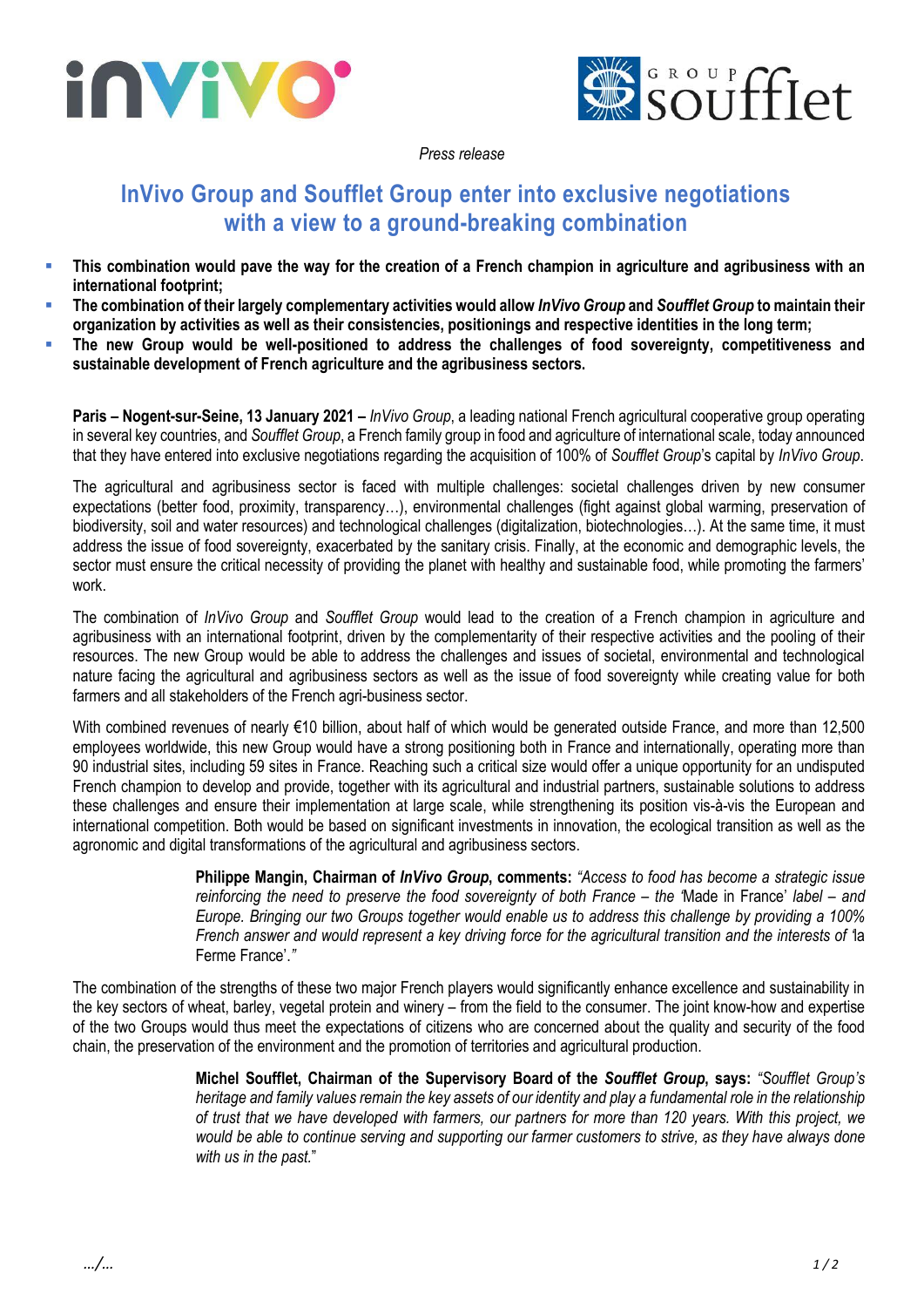*Press release*

# InVivo Group and Soufflet Group enter into exclusive negotiations with a view to a ground-breaking combination

- **This combination would pave the way for the creation of a French champion in agriculture and agribusiness with an international footprint;**
- **The combination of their largely complementary activities would allow *InVivo Group* and *Soufflet Group* to maintain their organization by activities as well as their consistencies, positionings and respective identities in the long term;**
- **The new Group would be well-positioned to address the challenges of food sovereignty, competitiveness and sustainable development of French agriculture and the agribusiness sectors.**

**Paris – Nogent-sur-Seine, 13 January 2021 –** *InVivo Group*, a leading national French agricultural cooperative group operating in several key countries, and *Soufflet Group*, a French family group in food and agriculture of international scale, today announced that they have entered into exclusive negotiations regarding the acquisition of 100% of *Soufflet Group*'s capital by *InVivo Group*.

The agricultural and agribusiness sector is faced with multiple challenges: societal challenges driven by new consumer expectations (better food, proximity, transparency…), environmental challenges (fight against global warming, preservation of biodiversity, soil and water resources) and technological challenges (digitalization, biotechnologies…). At the same time, it must address the issue of food sovereignty, exacerbated by the sanitary crisis. Finally, at the economic and demographic levels, the sector must ensure the critical necessity of providing the planet with healthy and sustainable food, while promoting the farmers' work.

The combination of *InVivo Group* and *Soufflet Group* would lead to the creation of a French champion in agriculture and agribusiness with an international footprint, driven by the complementarity of their respective activities and the pooling of their resources. The new Group would be able to address the challenges and issues of societal, environmental and technological nature facing the agricultural and agribusiness sectors as well as the issue of food sovereignty while creating value for both farmers and all stakeholders of the French agri-business sector.

With combined revenues of nearly €10 billion, about half of which would be generated outside France, and more than 12,500 employees worldwide, this new Group would have a strong positioning both in France and internationally, operating more than 90 industrial sites, including 59 sites in France. Reaching such a critical size would offer a unique opportunity for an undisputed French champion to develop and provide, together with its agricultural and industrial partners, sustainable solutions to address these challenges and ensure their implementation at large scale, while strengthening its position vis-à-vis the European and international competition. Both would be based on significant investments in innovation, the ecological transition as well as the agronomic and digital transformations of the agricultural and agribusiness sectors.

> **Philippe Mangin, Chairman of *InVivo Group*, comments:** *"Access to food has become a strategic issue reinforcing the need to preserve the food sovereignty of both France – the 'Made in France' label – and Europe. Bringing our two Groups together would enable us to address this challenge by providing a 100% French answer and would represent a key driving force for the agricultural transition and the interests of 'la Ferme France'."*

The combination of the strengths of these two major French players would significantly enhance excellence and sustainability in the key sectors of wheat, barley, vegetal protein and winery – from the field to the consumer. The joint know-how and expertise of the two Groups would thus meet the expectations of citizens who are concerned about the quality and security of the food chain, the preservation of the environment and the promotion of territories and agricultural production.

> **Michel Soufflet, Chairman of the Supervisory Board of the *Soufflet Group*, says:** *"Soufflet Group's heritage and family values remain the key assets of our identity and play a fundamental role in the relationship of trust that we have developed with farmers, our partners for more than 120 years. With this project, we would be able to continue serving and supporting our farmer customers to strive, as they have always done with us in the past."*

…/…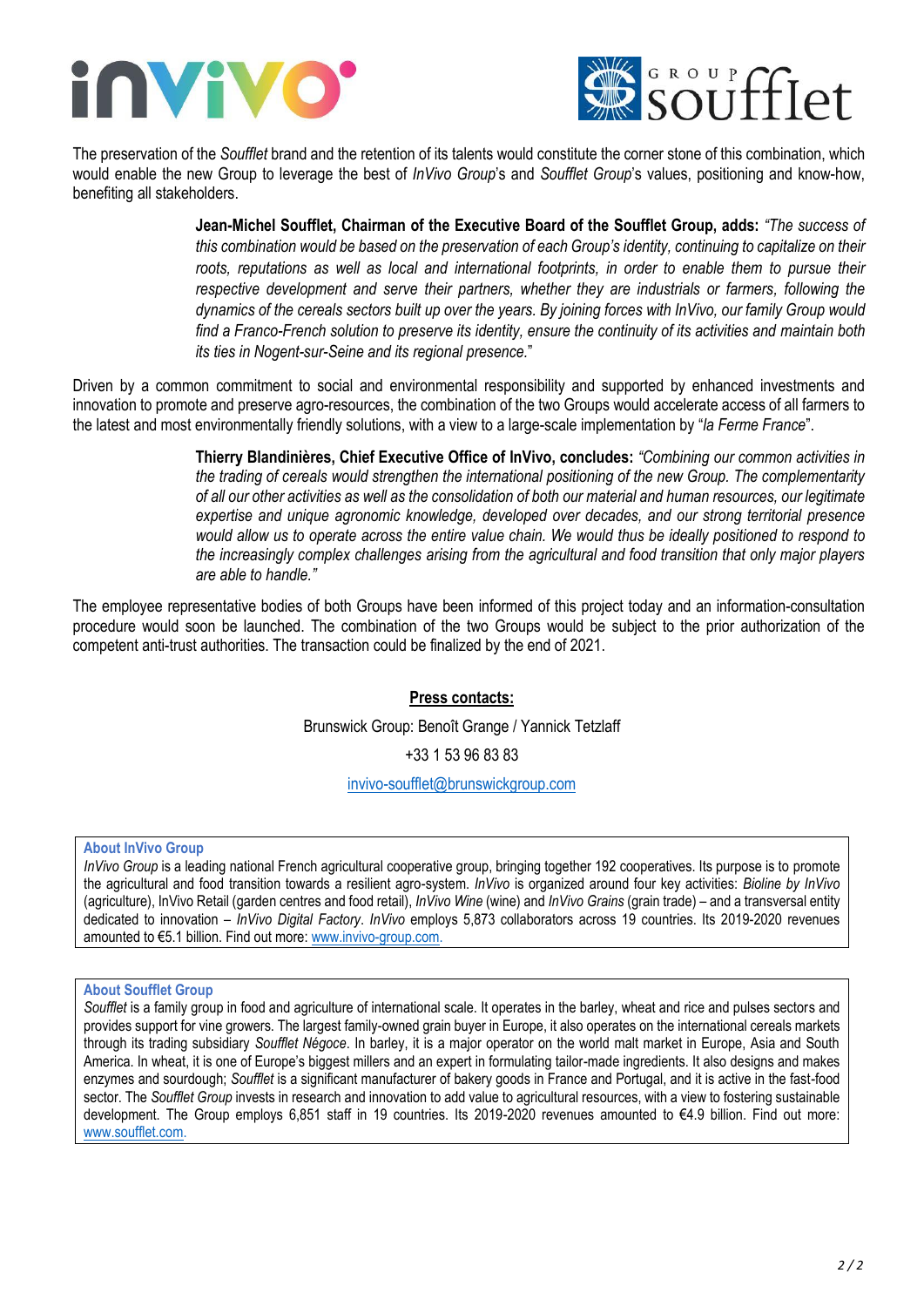The preservation of the *Soufflet* brand and the retention of its talents would constitute the corner stone of this combination, which would enable the new Group to leverage the best of *InVivo Group*'s and *Soufflet Group*'s values, positioning and know-how, benefiting all stakeholders.

> **Jean-Michel Soufflet, Chairman of the Executive Board of the Soufflet Group, adds:** *"The success of this combination would be based on the preservation of each Group's identity, continuing to capitalize on their roots, reputations as well as local and international footprints, in order to enable them to pursue their respective development and serve their partners, whether they are industrials or farmers, following the dynamics of the cereals sectors built up over the years. By joining forces with InVivo, our family Group would find a Franco-French solution to preserve its identity, ensure the continuity of its activities and maintain both its ties in Nogent-sur-Seine and its regional presence.*"

Driven by a common commitment to social and environmental responsibility and supported by enhanced investments and innovation to promote and preserve agro-resources, the combination of the two Groups would accelerate access of all farmers to the latest and most environmentally friendly solutions, with a view to a large-scale implementation by "*la Ferme France*".

> **Thierry Blandinières, Chief Executive Office of InVivo, concludes:** *"Combining our common activities in the trading of cereals would strengthen the international positioning of the new Group. The complementarity of all our other activities as well as the consolidation of both our material and human resources, our legitimate expertise and unique agronomic knowledge, developed over decades, and our strong territorial presence would allow us to operate across the entire value chain. We would thus be ideally positioned to respond to the increasingly complex challenges arising from the agricultural and food transition that only major players are able to handle."*

The employee representative bodies of both Groups have been informed of this project today and an information-consultation procedure would soon be launched. The combination of the two Groups would be subject to the prior authorization of the competent anti-trust authorities. The transaction could be finalized by the end of 2021.

**Press contacts:**

Brunswick Group: Benoît Grange / Yannick Tetzlaff

+33 1 53 96 83 83

invivo-soufflet@brunswickgroup.com

**About InVivo Group**

*InVivo Group* is a leading national French agricultural cooperative group, bringing together 192 cooperatives. Its purpose is to promote the agricultural and food transition towards a resilient agro-system. *InVivo* is organized around four key activities: *Bioline by InVivo* (agriculture), InVivo Retail (garden centres and food retail), *InVivo Wine* (wine) and *InVivo Grains* (grain trade) – and a transversal entity dedicated to innovation – *InVivo Digital Factory*. *InVivo* employs 5,873 collaborators across 19 countries. Its 2019-2020 revenues amounted to €5.1 billion. Find out more: www.invivo-group.com.

**About Soufflet Group**

*Soufflet* is a family group in food and agriculture of international scale. It operates in the barley, wheat and rice and pulses sectors and provides support for vine growers. The largest family-owned grain buyer in Europe, it also operates on the international cereals markets through its trading subsidiary *Soufflet Négoce*. In barley, it is a major operator on the world malt market in Europe, Asia and South America. In wheat, it is one of Europe's biggest millers and an expert in formulating tailor-made ingredients. It also designs and makes enzymes and sourdough; *Soufflet* is a significant manufacturer of bakery goods in France and Portugal, and it is active in the fast-food sector. The *Soufflet Group* invests in research and innovation to add value to agricultural resources, with a view to fostering sustainable development. The Group employs 6,851 staff in 19 countries. Its 2019-2020 revenues amounted to €4.9 billion. Find out more: www.soufflet.com.